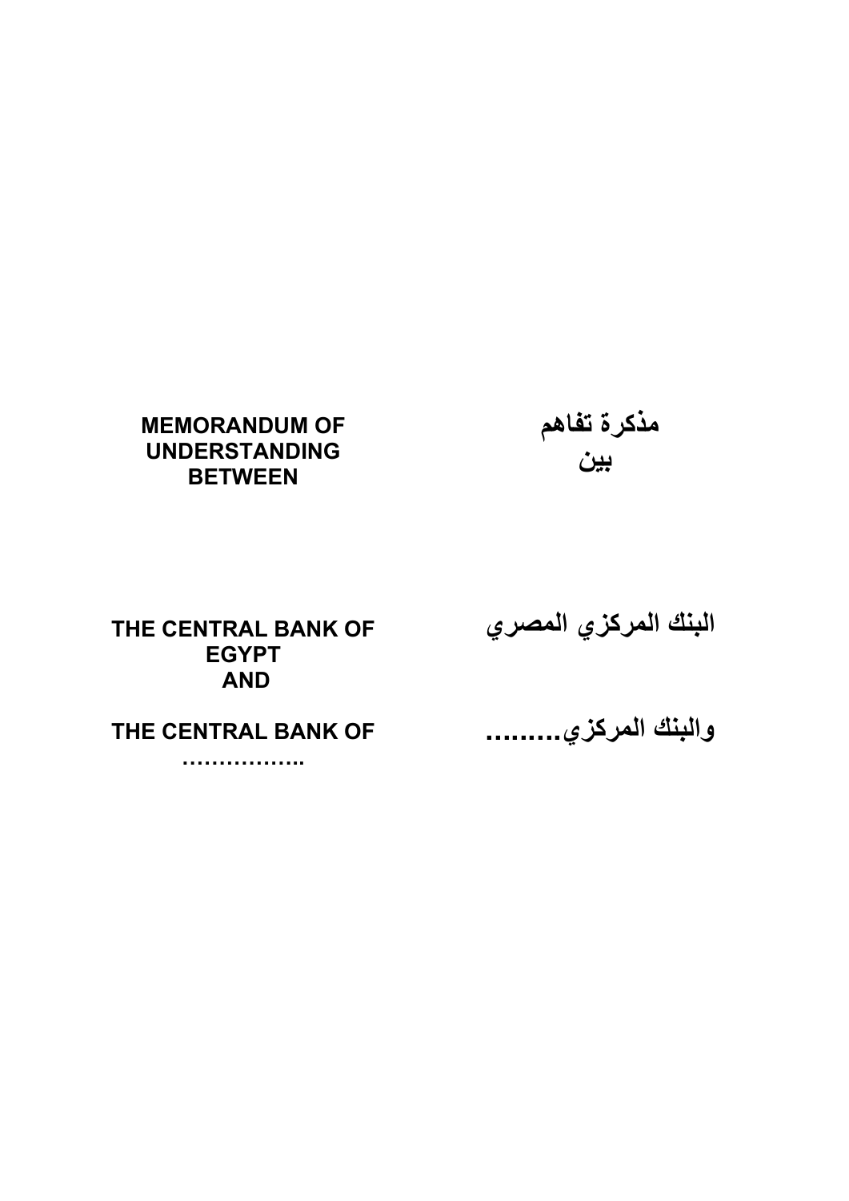**MEMORANDUM OF UNDERSTANDING BETWEEN**

**مذكرة تفاهم**
**بين**

**THE CENTRAL BANK OF EGYPT**
**AND**

**البنك المركزي المصري**

**THE CENTRAL BANK OF ……………..**

**والبنك المركزي.........**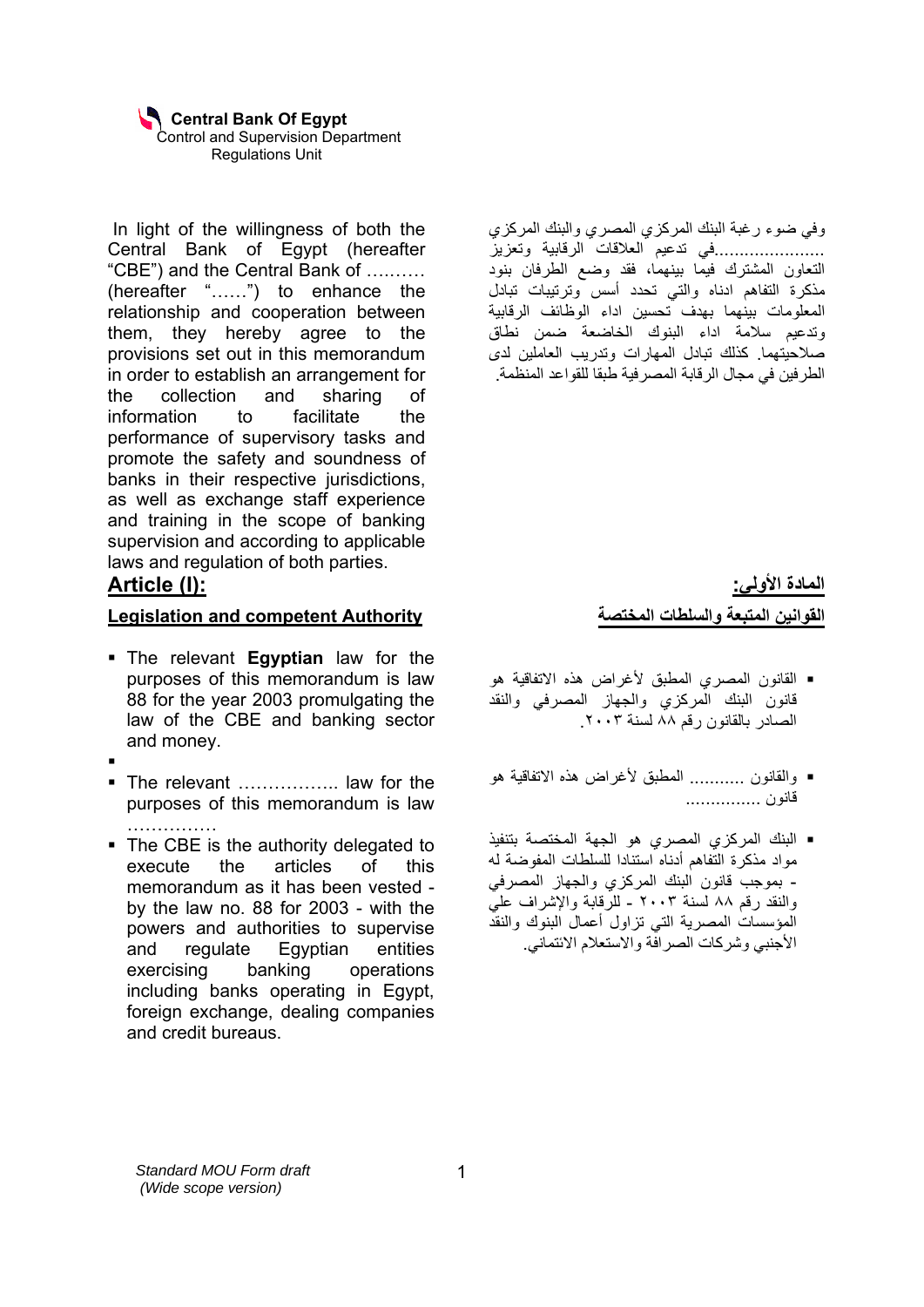**Central Bank Of Egypt**
Control and Supervision Department
Regulations Unit

In light of the willingness of both the Central Bank of Egypt (hereafter "CBE") and the Central Bank of ………. (hereafter "……") to enhance the relationship and cooperation between them, they hereby agree to the provisions set out in this memorandum in order to establish an arrangement for the collection and sharing of information to facilitate the performance of supervisory tasks and promote the safety and soundness of banks in their respective jurisdictions, as well as exchange staff experience and training in the scope of banking supervision and according to applicable laws and regulation of both parties.

وفي ضوء رغبة البنك المركزي المصري والبنك المركزي ......................في تدعيم العلاقات الرقابية وتعزيز التعاون المشترك فيما بينهما، فقد وضع الطرفان بنود مذكرة التفاهم ادناه والتي تحدد أسس وترتيبات تبادل المعلومات بينهما بهدف تحسين اداء الوظائف الرقابية وتدعيم سلامة اداء البنوك الخاضعة ضمن نطاق صلاحيتهما. كذلك تبادل المهارات وتدريب العاملين لدى الطرفين في مجال الرقابة المصرفية طبقا للقواعد المنظمة.

## Article (I):

### Legislation and competent Authority

- The relevant **Egyptian** law for the purposes of this memorandum is law 88 for the year 2003 promulgating the law of the CBE and banking sector and money.
- 
- The relevant …………….. law for the purposes of this memorandum is law ……………
- The CBE is the authority delegated to execute the articles of this memorandum as it has been vested - by the law no. 88 for 2003 - with the powers and authorities to supervise and regulate Egyptian entities exercising banking operations including banks operating in Egypt, foreign exchange, dealing companies and credit bureaus.

## المادة الأولى:

### القوانين المتبعة والسلطات المختصة

- القانون المصري المطبق لأغراض هذه الاتفاقية هو قانون البنك المركزي والجهاز المصرفي والنقد الصادر بالقانون رقم ٨٨ لسنة ٢٠٠٣.
- والقانون ........... المطبق لأغراض هذه الاتفاقية هو قانون ...............
- البنك المركزي المصري هو الجهة المختصة بتنفيذ مواد مذكرة التفاهم أدناه استنادا للسلطات المفوضة له - بموجب قانون البنك المركزي والجهاز المصرفي والنقد رقم ٨٨ لسنة ٢٠٠٣ - للرقابة والإشراف علي المؤسسات المصرية التي تزاول أعمال البنوك والنقد الأجنبي وشركات الصرافة والاستعلام الائتماني.

*Standard MOU Form draft*
*(Wide scope version)*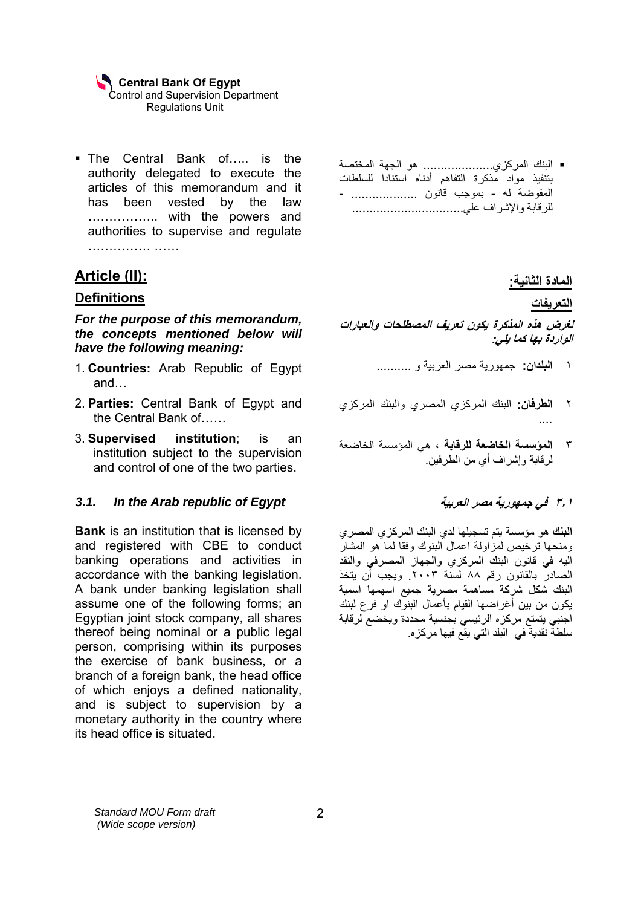- The Central Bank of….. is the authority delegated to execute the articles of this memorandum and it has been vested by the law …………….. with the powers and authorities to supervise and regulate …………… ……

- البنك المركزي.................... هو الجهة المختصة بتنفيذ مواد مذكرة التفاهم أدناه استنادا للسلطات المفوضة له - بموجب قانون .................. - للرقابة والإشراف علي................................

## Article (II):

### Definitions

***For the purpose of this memorandum, the concepts mentioned below will have the following meaning:***

1. **Countries:** Arab Republic of Egypt and…
2. **Parties:** Central Bank of Egypt and the Central Bank of……
3. **Supervised institution**; is an institution subject to the supervision and control of one of the two parties.

#### *3.1. In the Arab republic of Egypt*

**Bank** is an institution that is licensed by and registered with CBE to conduct banking operations and activities in accordance with the banking legislation. A bank under banking legislation shall assume one of the following forms; an Egyptian joint stock company, all shares thereof being nominal or a public legal person, comprising within its purposes the exercise of bank business, or a branch of a foreign bank, the head office of which enjoys a defined nationality, and is subject to supervision by a monetary authority in the country where its head office is situated.

## المادة الثانية:

### التعريفات

***لغرض هذه المذكرة يكون تعريف المصطلحات والعبارات الواردة بها كما يلي:***

١ **البلدان:** جمهورية مصر العربية و ..........

٢ **الطرفان:** البنك المركزي المصري والبنك المركزي ....

٣ **المؤسسة الخاضعة للرقابة** ، هي المؤسسة الخاضعة لرقابة وإشراف أي من الطرفين.

#### *٣,١ في جمهورية مصر العربية*

**البنك** هو مؤسسة يتم تسجيلها لدي البنك المركزي المصري ومنحها ترخيص لمزاولة اعمال البنوك وفقا لما هو المشار اليه في قانون البنك المركزي والجهاز المصرفي والنقد الصادر بالقانون رقم ٨٨ لسنة ٢٠٠٣. ويجب أن يتخذ البنك شكل شركة مساهمة مصرية جميع اسهمها اسمية يكون من بين أغراضها القيام بأعمال البنوك او فرع لبنك اجنبي يتمتع مركزه الرئيسي بجنسية محددة ويخضع لرقابة سلطة نقدية في البلد التي يقع فيها مركزه.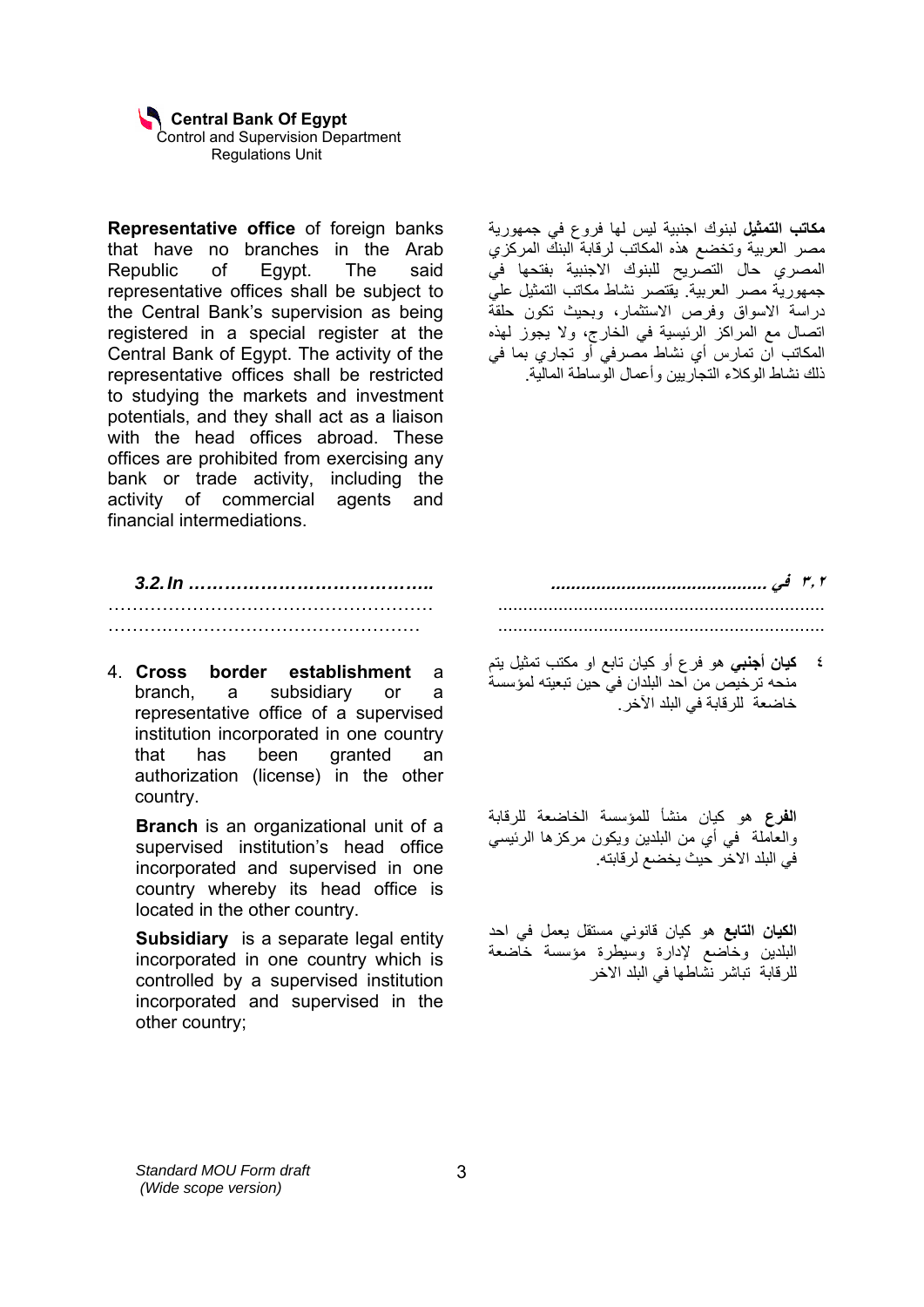**Representative office** of foreign banks that have no branches in the Arab Republic of Egypt. The said representative offices shall be subject to the Central Bank's supervision as being registered in a special register at the Central Bank of Egypt. The activity of the representative offices shall be restricted to studying the markets and investment potentials, and they shall act as a liaison with the head offices abroad. These offices are prohibited from exercising any bank or trade activity, including the activity of commercial agents and financial intermediations.

**مكاتب التمثيل** لبنوك اجنبية ليس لها فروع في جمهورية مصر العربية وتخضع هذه المكاتب لرقابة البنك المركزي المصري حال التصريح للبنوك الاجنبية بفتحها في جمهورية مصر العربية. يقتصر نشاط مكاتب التمثيل علي دراسة الاسواق وفرص الاستثمار، وبحيث تكون حلقة اتصال مع المراكز الرئيسية في الخارج، ولا يجوز لهذه المكاتب ان تمارس أي نشاط مصرفي أو تجاري بما في ذلك نشاط الوكلاء التجاريين وأعمال الوساطة المالية.

***3.2. In …………………………………..***

……………………………………………
……….…………………………………

***٣,٢ في ..........................................***

.................................................................
.................................................................

4. **Cross border establishment** a branch, a subsidiary or a representative office of a supervised institution incorporated in one country that has been granted an authorization (license) in the other country.

   **Branch** is an organizational unit of a supervised institution's head office incorporated and supervised in one country whereby its head office is located in the other country.

   **Subsidiary** is a separate legal entity incorporated in one country which is controlled by a supervised institution incorporated and supervised in the other country;

٤ **كيان أجنبي** هو فرع أو كيان تابع او مكتب تمثيل يتم منحه ترخيص من احد البلدان في حين تبعيته لمؤسسة خاضعة للرقابة في البلد الآخر.

**الفرع** هو كيان منشأ للمؤسسة الخاضعة للرقابة والعاملة في أي من البلدين ويكون مركزها الرئيسي في البلد الاخر حيث يخضع لرقابته.

**الكيان التابع** هو كيان قانوني مستقل يعمل في احد البلدين وخاضع لإدارة وسيطرة مؤسسة خاضعة للرقابة تباشر نشاطها في البلد الاخر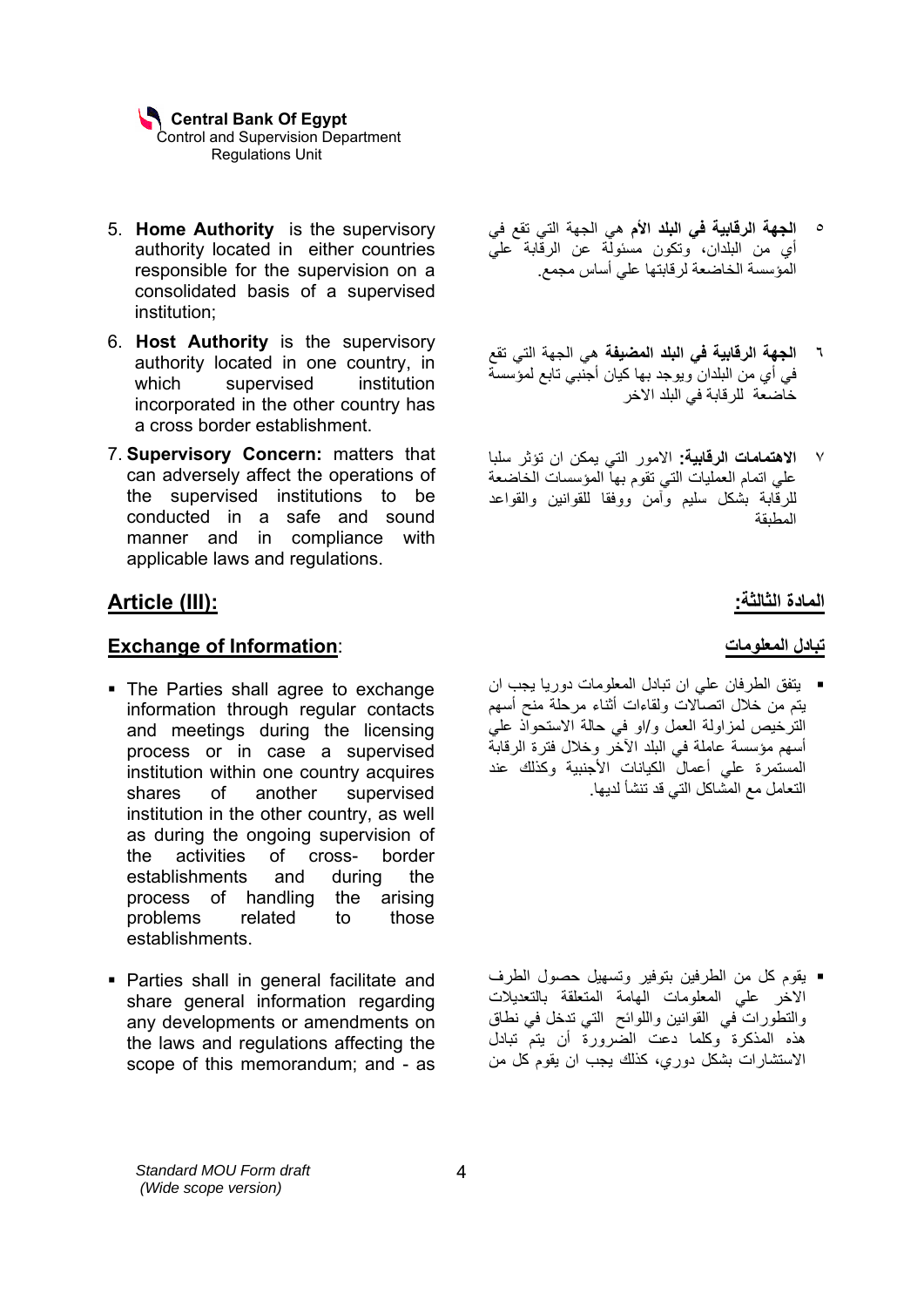5. **Home Authority** is the supervisory authority located in either countries responsible for the supervision on a consolidated basis of a supervised institution;

6. **Host Authority** is the supervisory authority located in one country, in which supervised institution incorporated in the other country has a cross border establishment.

7. **Supervisory Concern:** matters that can adversely affect the operations of the supervised institutions to be conducted in a safe and sound manner and in compliance with applicable laws and regulations.

٥ **الجهة الرقابية في البلد الأم** هي الجهة التي تقع في أي من البلدان، وتكون مسئولة عن الرقابة علي المؤسسة الخاضعة لرقابتها علي أساس مجمع.

٦ **الجهة الرقابية في البلد المضيفة** هي الجهة التي تقع في أي من البلدان ويوجد بها كيان أجنبي تابع لمؤسسة خاضعة للرقابة في البلد الاخر

٧ **الاهتمامات الرقابية:** الامور التي يمكن ان تؤثر سلبا علي اتمام العمليات التي تقوم بها المؤسسات الخاضعة للرقابة بشكل سليم وآمن ووفقا للقوانين والقواعد المطبقة

## Article (III):

## المادة الثالثة:

### Exchange of Information:

- The Parties shall agree to exchange information through regular contacts and meetings during the licensing process or in case a supervised institution within one country acquires shares of another supervised institution in the other country, as well as during the ongoing supervision of the activities of cross- border establishments and during the process of handling the arising problems related to those establishments.

- Parties shall in general facilitate and share general information regarding any developments or amendments on the laws and regulations affecting the scope of this memorandum; and - as

### تبادل المعلومات

- يتفق الطرفان علي ان تبادل المعلومات دوريا يجب ان يتم من خلال اتصالات ولقاءات أثناء مرحلة منح أسهم الترخيص لمزاولة العمل و/او في حالة الاستحواذ علي أسهم مؤسسة عاملة في البلد الآخر وخلال فترة الرقابة المستمرة علي أعمال الكيانات الأجنبية وكذلك عند التعامل مع المشاكل التي قد تنشأ لديها.

- يقوم كل من الطرفين بتوفير وتسهيل حصول الطرف الاخر علي المعلومات الهامة المتعلقة بالتعديلات والتطورات في القوانين واللوائح التي تدخل في نطاق هذه المذكرة وكلما دعت الضرورة أن يتم تبادل الاستشارات بشكل دوري، كذلك يجب ان يقوم كل من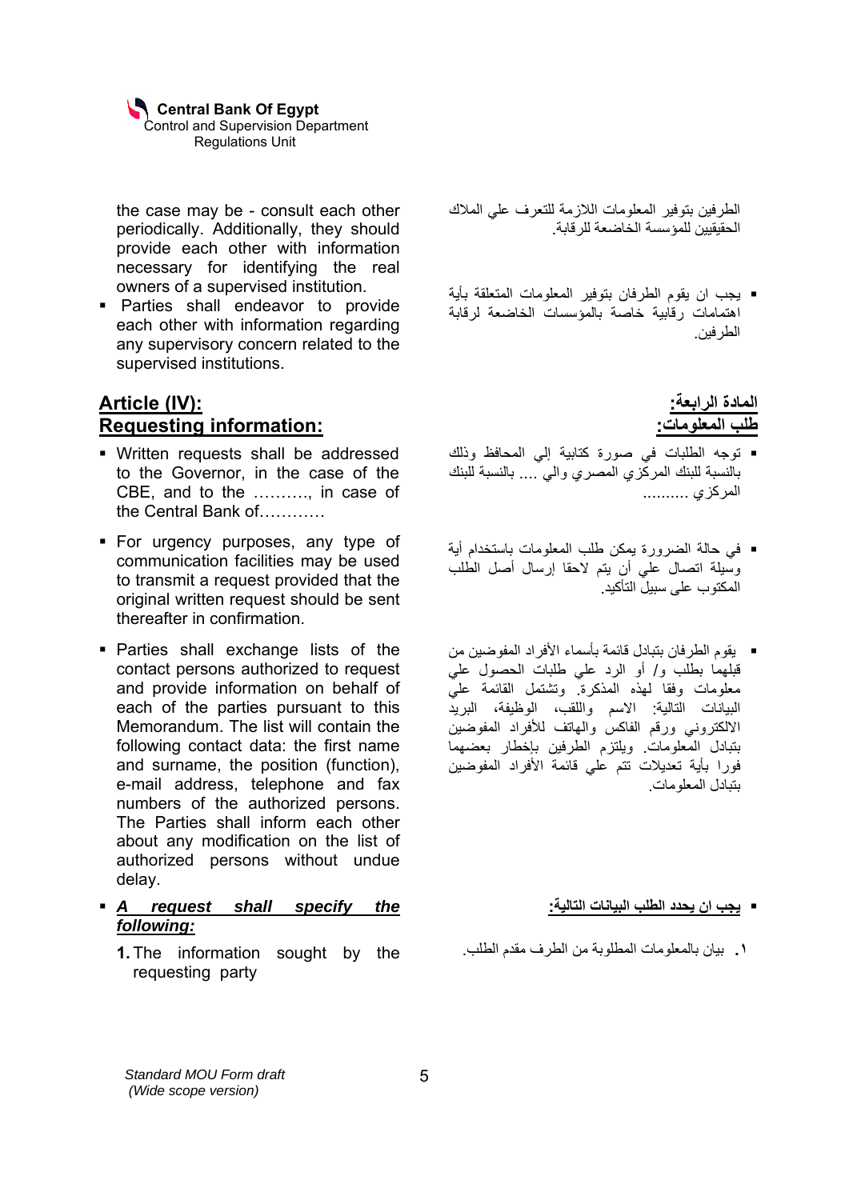the case may be - consult each other periodically. Additionally, they should provide each other with information necessary for identifying the real owners of a supervised institution.

- Parties shall endeavor to provide each other with information regarding any supervisory concern related to the supervised institutions.

الطرفين بتوفير المعلومات اللازمة للتعرف علي الملاك الحقيقيين للمؤسسة الخاضعة للرقابة.

- يجب ان يقوم الطرفان بتوفير المعلومات المتعلقة بأية اهتمامات رقابية خاصة بالمؤسسات الخاضعة لرقابة الطرفين.

## Article (IV): Requesting information:

## المادة الرابعة: طلب المعلومات:

- Written requests shall be addressed to the Governor, in the case of the CBE, and to the ………., in case of the Central Bank of…………

- For urgency purposes, any type of communication facilities may be used to transmit a request provided that the original written request should be sent thereafter in confirmation.

- Parties shall exchange lists of the contact persons authorized to request and provide information on behalf of each of the parties pursuant to this Memorandum. The list will contain the following contact data: the first name and surname, the position (function), e-mail address, telephone and fax numbers of the authorized persons. The Parties shall inform each other about any modification on the list of authorized persons without undue delay.

- ***A request shall specify the following:***
  1. The information sought by the requesting party

- توجه الطلبات في صورة كتابية إلي المحافظ وذلك بالنسبة للبنك المركزي المصري والي .... بالنسبة للبنك المركزي ..........

- في حالة الضرورة يمكن طلب المعلومات باستخدام أية وسيلة اتصال علي أن يتم لاحقا إرسال أصل الطلب المكتوب على سبيل التأكيد.

- يقوم الطرفان بتبادل قائمة بأسماء الأفراد المفوضين من قبلهما بطلب و/ أو الرد علي طلبات الحصول علي معلومات وفقا لهذه المذكرة. وتشتمل القائمة علي البيانات التالية: الاسم واللقب، الوظيفة، البريد الالكتروني ورقم الفاكس والهاتف للأفراد المفوضين بتبادل المعلومات. ويلتزم الطرفين بإخطار بعضهما فورا بأية تعديلات تتم علي قائمة الأفراد المفوضين بتبادل المعلومات.

- **يجب ان يحدد الطلب البيانات التالية:**
  ١. بيان بالمعلومات المطلوبة من الطرف مقدم الطلب.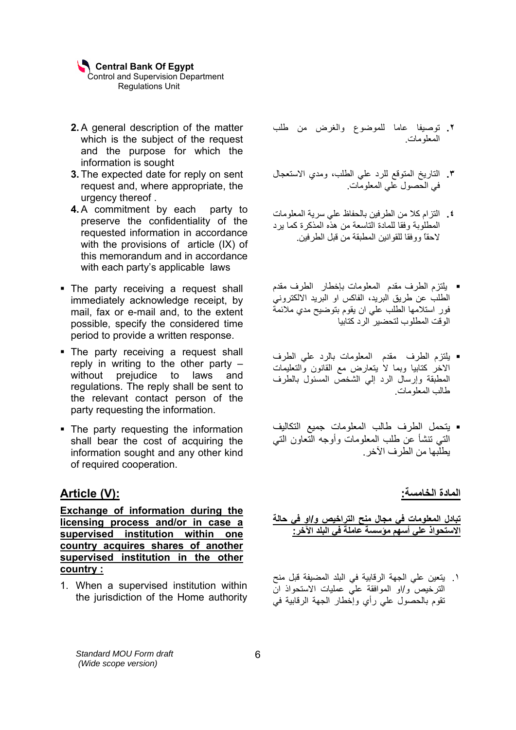2. A general description of the matter which is the subject of the request and the purpose for which the information is sought
3. The expected date for reply on sent request and, where appropriate, the urgency thereof .
4. A commitment by each party to preserve the confidentiality of the requested information in accordance with the provisions of article (IX) of this memorandum and in accordance with each party's applicable laws

- The party receiving a request shall immediately acknowledge receipt, by mail, fax or e-mail and, to the extent possible, specify the considered time period to provide a written response.
- The party receiving a request shall reply in writing to the other party – without prejudice to laws and regulations. The reply shall be sent to the relevant contact person of the party requesting the information.
- The party requesting the information shall bear the cost of acquiring the information sought and any other kind of required cooperation.

## Article (V):

**Exchange of information during the licensing process and/or in case a supervised institution within one country acquires shares of another supervised institution in the other country :**

1. When a supervised institution within the jurisdiction of the Home authority

٢. توصيفا عاما للموضوع والغرض من طلب المعلومات.

٣. التاريخ المتوقع للرد علي الطلب، ومدي الاستعجال في الحصول علي المعلومات.

٤. التزام كلا من الطرفين بالحفاظ علي سرية المعلومات المطلوبة وفقا للمادة التاسعة من هذه المذكرة كما يرد لاحقاً ووفقا للقوانين المطبقة من قبل الطرفين.

- يلتزم الطرف مقدم المعلومات بإخطار الطرف مقدم الطلب عن طريق البريد، الفاكس او البريد الالكتروني فور استلامها الطلب علي ان يقوم بتوضيح مدي ملائمة الوقت المطلوب لتحضير الرد كتابيا
- يلتزم الطرف مقدم المعلومات بالرد علي الطرف الاخر كتابيا وبما لا يتعارض مع القانون والتعليمات المطبقة وإرسال الرد إلي الشخص المسئول بالطرف طالب المعلومات.
- يتحمل الطرف طالب المعلومات جميع التكاليف التي تنشأ عن طلب المعلومات وأوجه التعاون التي يطلبها من الطرف الآخر.

## المادة الخامسة:

**تبادل المعلومات في مجال منح التراخيص و/او في حالة الاستحواذ علي أسهم مؤسسة عاملة في البلد الآخر:**

١. يتعين علي الجهة الرقابية في البلد المضيفة قبل منح الترخيص و/او الموافقة علي عمليات الاستحواذ ان تقوم بالحصول علي رأي وإخطار الجهة الرقابية في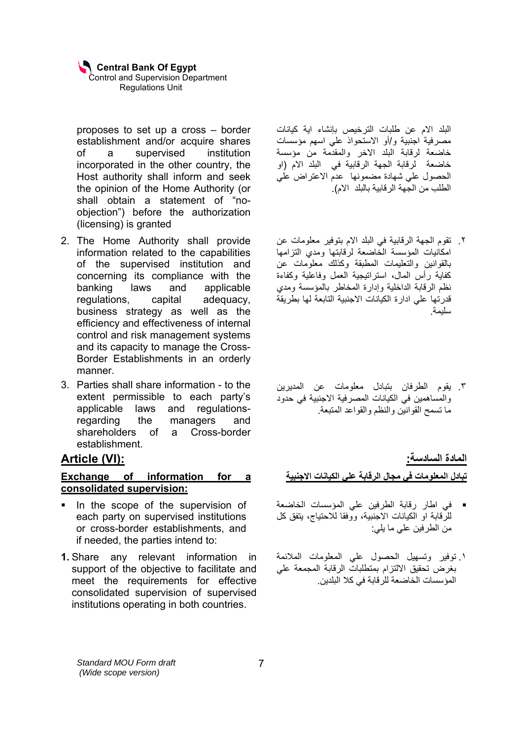proposes to set up a cross – border establishment and/or acquire shares of a supervised institution incorporated in the other country, the Host authority shall inform and seek the opinion of the Home Authority (or shall obtain a statement of "no-objection") before the authorization (licensing) is granted

البلد الام عن طلبات الترخيص بإنشاء اية كيانات مصرفية اجنبية و/أو الاستحواذ علي اسهم مؤسسات خاضعة لرقابة البلد الاخر والمقدمة من مؤسسة خاضعة لرقابة الجهة الرقابية في البلد الام (او الحصول علي شهادة مضمونها عدم الاعتراض علي الطلب من الجهة الرقابية بالبلد الام).

2. The Home Authority shall provide information related to the capabilities of the supervised institution and concerning its compliance with the banking laws and applicable regulations, capital adequacy, business strategy as well as the efficiency and effectiveness of internal control and risk management systems and its capacity to manage the Cross-Border Establishments in an orderly manner.

٢. تقوم الجهة الرقابية في البلد الام بتوفير معلومات عن امكانيات المؤسسة الخاضعة لرقابتها ومدي التزامها بالقوانين والتعليمات المطبقة وكذلك معلومات عن كفاية رأس المال، استراتيجية العمل وفاعلية وكفاءة نظم الرقابة الداخلية وإدارة المخاطر بالمؤسسة ومدي قدرتها علي ادارة الكيانات الاجنبية التابعة لها بطريقة سليمة.

3. Parties shall share information - to the extent permissible to each party's applicable laws and regulations- regarding the managers and shareholders of a Cross-border establishment.

٣. يقوم الطرفان بتبادل معلومات عن المديرين والمساهمين في الكيانات المصرفية الاجنبية في حدود ما تسمح القوانين والنظم والقواعد المتبعة.

## Article (VI):

## المادة السادسة:

**Exchange of information for a consolidated supervision:**

**تبادل المعلومات في مجال الرقابة علي الكيانات الاجنبية**

- In the scope of the supervision of each party on supervised institutions or cross-border establishments, and if needed, the parties intend to:

- في اطار رقابة الطرفين علي المؤسسات الخاضعة للرقابة او الكيانات الاجنبية، ووفقا للاحتياج، يتفق كل من الطرفين علي ما يلي:

**1.** Share any relevant information in support of the objective to facilitate and meet the requirements for effective consolidated supervision of supervised institutions operating in both countries.

١. توفير وتسهيل الحصول علي المعلومات الملائمة بغرض تحقيق الالتزام بمتطلبات الرقابة المجمعة علي المؤسسات الخاضعة للرقابة في كلا البلدين.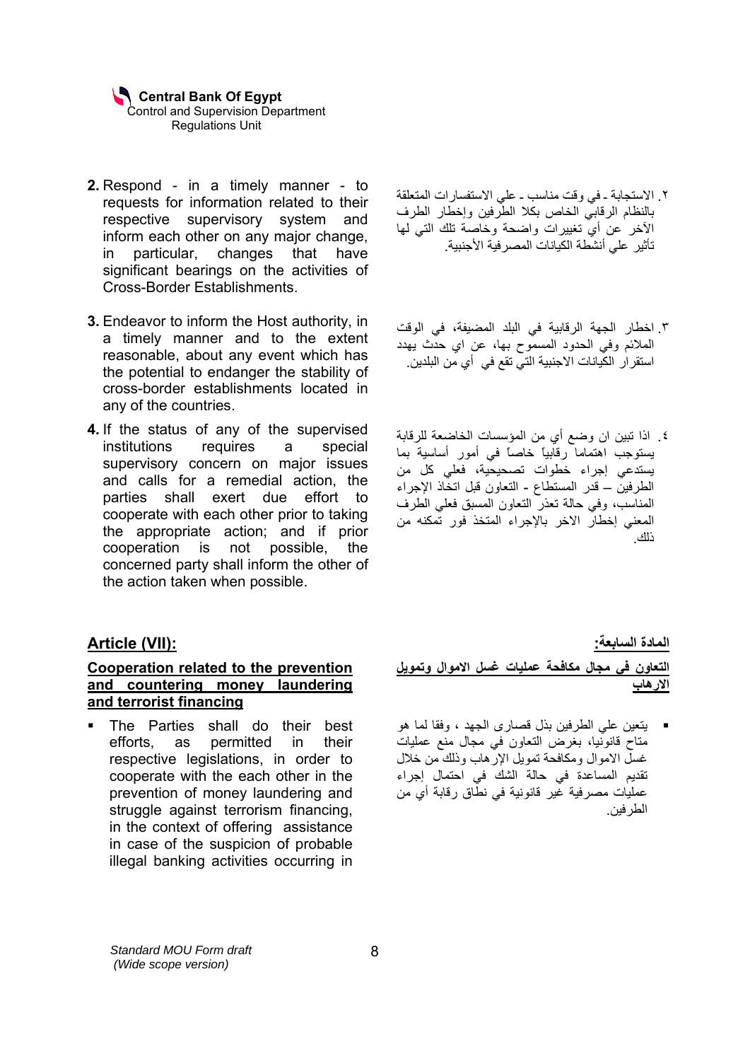2. Respond - in a timely manner - to requests for information related to their respective supervisory system and inform each other on any major change, in particular, changes that have significant bearings on the activities of Cross-Border Establishments.

3. Endeavor to inform the Host authority, in a timely manner and to the extent reasonable, about any event which has the potential to endanger the stability of cross-border establishments located in any of the countries.

4. If the status of any of the supervised institutions requires a special supervisory concern on major issues and calls for a remedial action, the parties shall exert due effort to cooperate with each other prior to taking the appropriate action; and if prior cooperation is not possible, the concerned party shall inform the other of the action taken when possible.

٢. الاستجابة - في وقت مناسب - علي الاستفسارات المتعلقة بالنظام الرقابي الخاص بكلا الطرفين وإخطار الطرف الآخر عن أي تغييرات واضحة وخاصة تلك التي لها تأثير علي أنشطة الكيانات المصرفية الأجنبية.

٣. اخطار الجهة الرقابية في البلد المضيفة، في الوقت الملائم وفي الحدود المسموح بها، عن اي حدث يهدد استقرار الكيانات الاجنبية التي تقع في أي من البلدين.

٤. اذا تبين ان وضع أي من المؤسسات الخاضعة للرقابة يستوجب اهتماما رقابياً خاصاً في أمور أساسية بما يستدعي إجراء خطوات تصحيحية، فعلي كل من الطرفين – قدر المستطاع - التعاون قبل اتخاذ الإجراء المناسب، وفي حالة تعذر التعاون المسبق فعلي الطرف المعني إخطار الاخر بالإجراء المتخذ فور تمكنه من ذلك.

## Article (VII):

### Cooperation related to the prevention and countering money laundering and terrorist financing

- The Parties shall do their best efforts, as permitted in their respective legislations, in order to cooperate with the each other in the prevention of money laundering and struggle against terrorism financing, in the context of offering assistance in case of the suspicion of probable illegal banking activities occurring in

## المادة السابعة:

### التعاون في مجال مكافحة عمليات غسل الاموال وتمويل الارهاب

- يتعين علي الطرفين بذل قصارى الجهد ، وفقا لما هو متاح قانونيا، بغرض التعاون في مجال منع عمليات غسل الاموال ومكافحة تمويل الإرهاب وذلك من خلال تقديم المساعدة في حالة الشك في احتمال إجراء عمليات مصرفية غير قانونية في نطاق رقابة أي من الطرفين.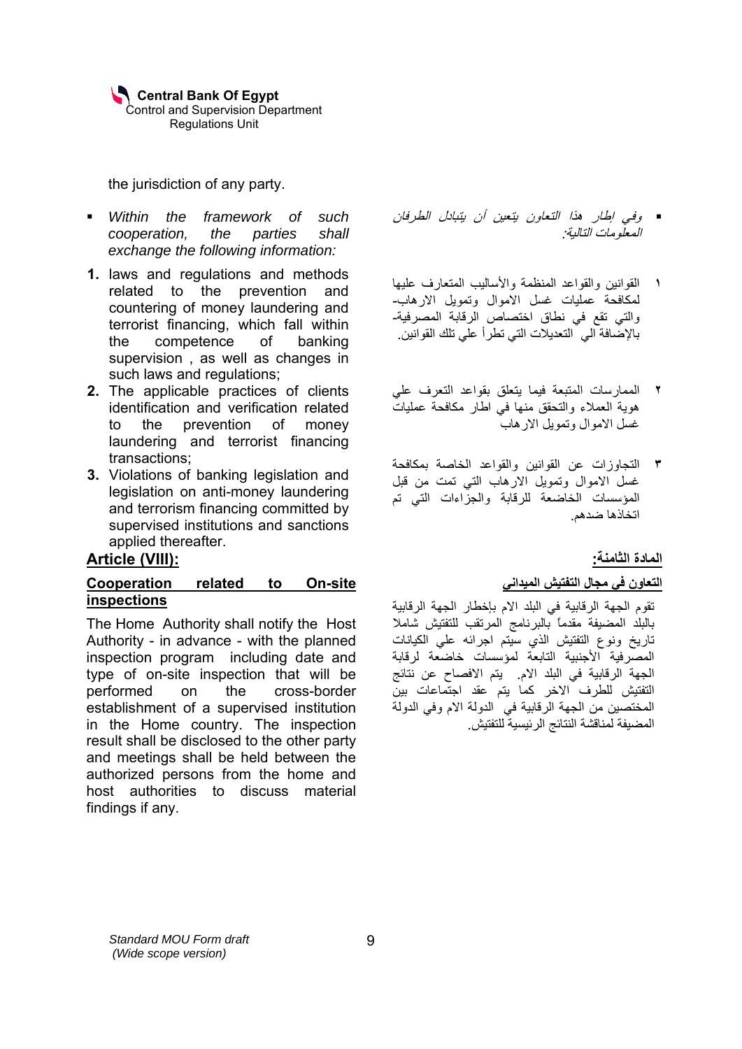the jurisdiction of any party.

- *Within the framework of such cooperation, the parties shall exchange the following information:*

1. laws and regulations and methods related to the prevention and countering of money laundering and terrorist financing, which fall within the competence of banking supervision , as well as changes in such laws and regulations;
2. The applicable practices of clients identification and verification related to the prevention of money laundering and terrorist financing transactions;
3. Violations of banking legislation and legislation on anti-money laundering and terrorism financing committed by supervised institutions and sanctions applied thereafter.

## Article (VIII):

**Cooperation related to On-site inspections**

The Home Authority shall notify the Host Authority - in advance - with the planned inspection program including date and type of on-site inspection that will be performed on the cross-border establishment of a supervised institution in the Home country. The inspection result shall be disclosed to the other party and meetings shall be held between the authorized persons from the home and host authorities to discuss material findings if any.

- *وفي إطار هذا التعاون يتعين أن يتبادل الطرفان المعلومات التالية:*

١ القوانين والقواعد المنظمة والأساليب المتعارف عليها لمكافحة عمليات غسل الاموال وتمويل الارهاب- والتي تقع في نطاق اختصاص الرقابة المصرفية- بالإضافة الي التعديلات التي تطرأ علي تلك القوانين.

٢ الممارسات المتبعة فيما يتعلق بقواعد التعرف علي هوية العملاء والتحقق منها في اطار مكافحة عمليات غسل الاموال وتمويل الارهاب

٣ التجاوزات عن القوانين والقواعد الخاصة بمكافحة غسل الاموال وتمويل الارهاب التي تمت من قبل المؤسسات الخاضعة للرقابة والجزاءات التي تم اتخاذها ضدهم.

## المادة الثامنة:

**التعاون في مجال التفتيش الميداني**

تقوم الجهة الرقابية في البلد الام بإخطار الجهة الرقابية بالبلد المضيفة مقدماً بالبرنامج المرتقب للتفتيش شاملا تاريخ ونوع التفتيش الذي سيتم اجرائه علي الكيانات المصرفية الأجنبية التابعة لمؤسسات خاضعة لرقابة الجهة الرقابية في البلد الام. يتم الافصاح عن نتائج التفتيش للطرف الاخر كما يتم عقد اجتماعات بين المختصين من الجهة الرقابية في الدولة الام وفي الدولة المضيفة لمناقشة النتائج الرئيسية للتفتيش.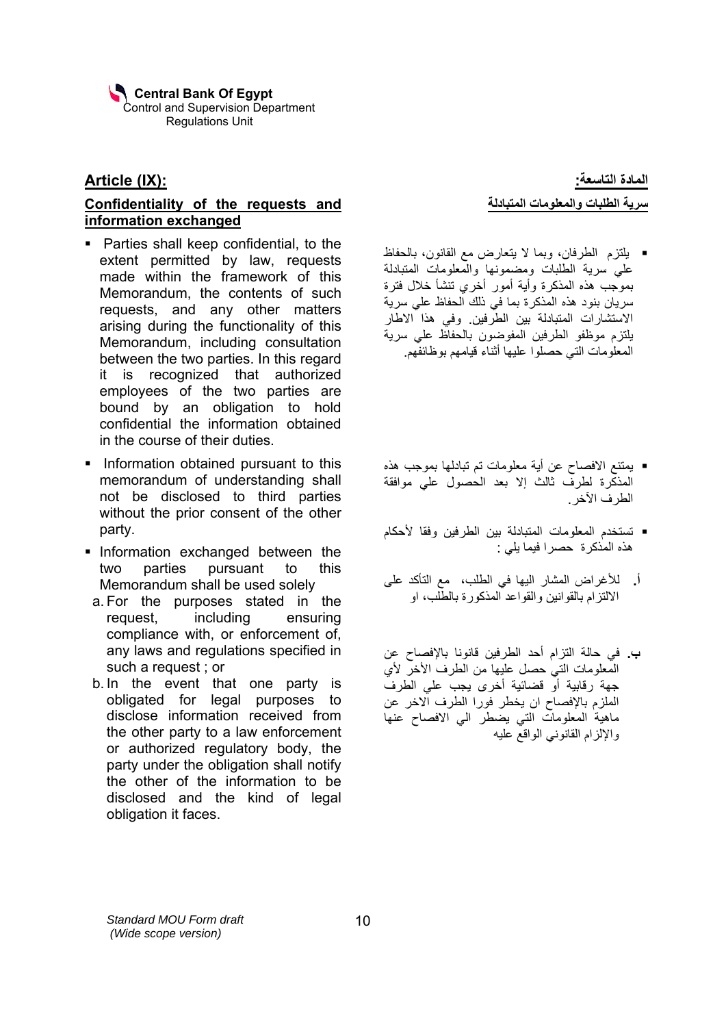## Article (IX):

### Confidentiality of the requests and information exchanged

- Parties shall keep confidential, to the extent permitted by law, requests made within the framework of this Memorandum, the contents of such requests, and any other matters arising during the functionality of this Memorandum, including consultation between the two parties. In this regard it is recognized that authorized employees of the two parties are bound by an obligation to hold confidential the information obtained in the course of their duties.
- Information obtained pursuant to this memorandum of understanding shall not be disclosed to third parties without the prior consent of the other party.
- Information exchanged between the two parties pursuant to this Memorandum shall be used solely
  a. For the purposes stated in the request, including ensuring compliance with, or enforcement of, any laws and regulations specified in such a request ; or
  b. In the event that one party is obligated for legal purposes to disclose information received from the other party to a law enforcement or authorized regulatory body, the party under the obligation shall notify the other of the information to be disclosed and the kind of legal obligation it faces.

## المادة التاسعة:

### سرية الطلبات والمعلومات المتبادلة

- يلتزم الطرفان، وبما لا يتعارض مع القانون، بالحفاظ علي سرية الطلبات ومضمونها والمعلومات المتبادلة بموجب هذه المذكرة وأية أمور أخري تنشأ خلال فترة سريان بنود هذه المذكرة بما في ذلك الحفاظ علي سرية الاستشارات المتبادلة بين الطرفين. وفي هذا الاطار يلتزم موظفو الطرفين المفوضون بالحفاظ علي سرية المعلومات التي حصلوا عليها أثناء قيامهم بوظائفهم.
- يمتنع الافصاح عن أية معلومات تم تبادلها بموجب هذه المذكرة لطرف ثالث إلا بعد الحصول علي موافقة الطرف الآخر.
- تستخدم المعلومات المتبادلة بين الطرفين وفقا لأحكام هذه المذكرة حصرا فيما يلي :
  أ. للأغراض المشار اليها في الطلب، مع التأكد على الالتزام بالقوانين والقواعد المذكورة بالطلب، او
  ب. في حالة التزام أحد الطرفين قانونا بالإفصاح عن المعلومات التي حصل عليها من الطرف الأخر لأي جهة رقابية أو قضائية أخرى يجب علي الطرف الملزم بالإفصاح ان يخطر فورا الطرف الاخر عن ماهية المعلومات التي يضطر الي الافصاح عنها والإلزام القانوني الواقع عليه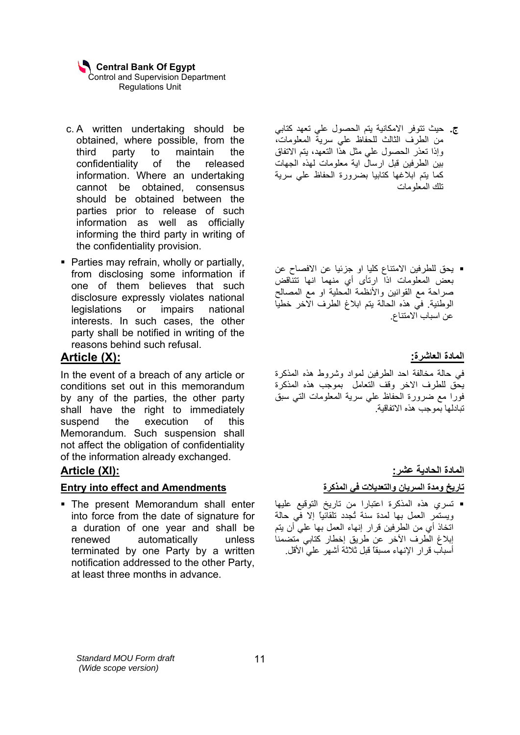c. A written undertaking should be obtained, where possible, from the third party to maintain the confidentiality of the released information. Where an undertaking cannot be obtained, consensus should be obtained between the parties prior to release of such information as well as officially informing the third party in writing of the confidentiality provision.

**ج.** حيث تتوفر الامكانية يتم الحصول علي تعهد كتابي من الطرف الثالث للحفاظ علي سرية المعلومات، وإذا تعذر الحصول علي مثل هذا التعهد، يتم الاتفاق بين الطرفين قبل ارسال اية معلومات لهذه الجهات كما يتم ابلاغها كتابيا بضرورة الحفاظ علي سرية تلك المعلومات

- Parties may refrain, wholly or partially, from disclosing some information if one of them believes that such disclosure expressly violates national legislations or impairs national interests. In such cases, the other party shall be notified in writing of the reasons behind such refusal.

- يحق للطرفين الامتناع كليا او جزئيا عن الافصاح عن بعض المعلومات اذا ارتأى أي منهما انها تتناقض صراحة مع القوانين والأنظمة المحلية او مع المصالح الوطنية. في هذه الحالة يتم ابلاغ الطرف الاخر خطيا عن اسباب الامتناع.

## Article (X):

In the event of a breach of any article or conditions set out in this memorandum by any of the parties, the other party shall have the right to immediately suspend the execution of this Memorandum. Such suspension shall not affect the obligation of confidentiality of the information already exchanged.

## المادة العاشرة:

في حالة مخالفة احد الطرفين لمواد وشروط هذه المذكرة يحق للطرف الاخر وقف التعامل بموجب هذه المذكرة فورا مع ضرورة الحفاظ علي سرية المعلومات التي سبق تبادلها بموجب هذه الاتفاقية.

## Article (XI):

### Entry into effect and Amendments

- The present Memorandum shall enter into force from the date of signature for a duration of one year and shall be renewed automatically unless terminated by one Party by a written notification addressed to the other Party, at least three months in advance.

## المادة الحادية عشر:

### تاريخ ومدة السريان والتعديلات فى المذكرة

- تسري هذه المذكرة اعتبارا من تاريخ التوقيع عليها ويستمر العمل بها لمدة سنة تُجدد تلقائياً إلا في حالة اتخاذ أي من الطرفين قرار إنهاء العمل بها علي أن يتم إبلاغ الطرف الآخر عن طريق إخطار كتابي متضمنا أسباب قرار الإنهاء مسبقاً قبل ثلاثة أشهر علي الأقل.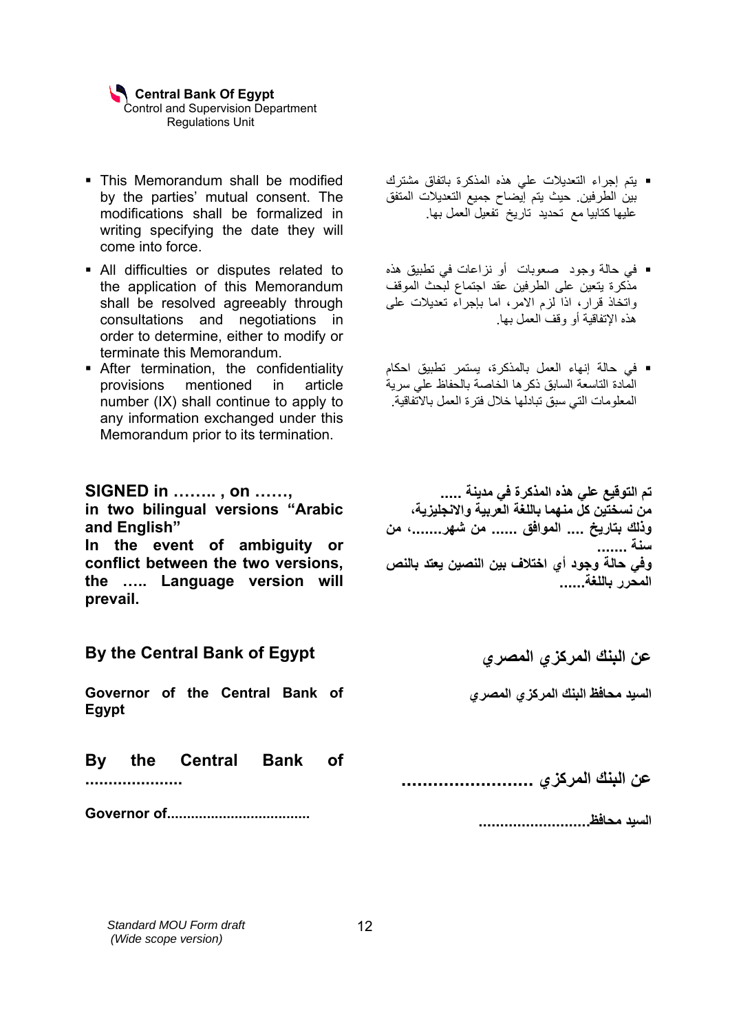- This Memorandum shall be modified by the parties' mutual consent. The modifications shall be formalized in writing specifying the date they will come into force.
- All difficulties or disputes related to the application of this Memorandum shall be resolved agreeably through consultations and negotiations in order to determine, either to modify or terminate this Memorandum.
- After termination, the confidentiality provisions mentioned in article number (IX) shall continue to apply to any information exchanged under this Memorandum prior to its termination.

- يتم إجراء التعديلات علي هذه المذكرة باتفاق مشترك بين الطرفين. حيث يتم إيضاح جميع التعديلات المتفق عليها كتابيا مع تحديد تاريخ تفعيل العمل بها.
- في حالة وجود صعوبات أو نزاعات في تطبيق هذه مذكرة يتعين على الطرفين عقد اجتماع لبحث الموقف واتخاذ قرار، اذا لزم الامر، اما بإجراء تعديلات على هذه الإتفاقية أو وقف العمل بها.
- في حالة إنهاء العمل بالمذكرة، يستمر تطبيق احكام المادة التاسعة السابق ذكرها الخاصة بالحفاظ علي سرية المعلومات التي سبق تبادلها خلال فترة العمل بالاتفاقية.

**SIGNED in …….. , on ……,**
**in two bilingual versions "Arabic and English"**
**In the event of ambiguity or conflict between the two versions, the ….. Language version will prevail.**

**تم التوقيع علي هذه المذكرة في مدينة .....**
**من نسختين كل منهما باللغة العربية والانجليزية،**
**وذلك بتاريخ .... الموافق ...... من شهر........، من سنة .......**
**وفي حالة وجود أي اختلاف بين النصين يعتد بالنص المحرر باللغة......**

**By the Central Bank of Egypt**

**عن البنك المركزي المصري**

**Governor of the Central Bank of Egypt**

**السيد محافظ البنك المركزي المصري**

**By the Central Bank of .....................**

**عن البنك المركزي .........................**

**Governor of...................................**

**السيد محافظ.........................**

*Standard MOU Form draft*
*(Wide scope version)*